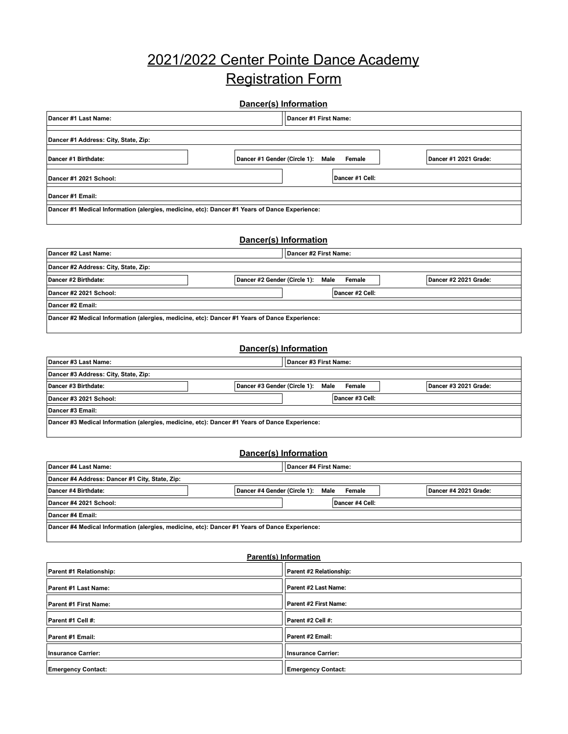# 2021/2022 Center Pointe Dance Academy Registration Form

## Dancer(s) Information

| Dancer #1 Last Name: | Dancer #1 First Name: | |
|---|---|---|
| Dancer #1 Address: City, State, Zip: | | |
| Dancer #1 Birthdate: | Dancer #1 Gender (Circle 1): Male Female | Dancer #1 2021 Grade: |
| Dancer #1 2021 School: | Dancer #1 Cell: | |
| Dancer #1 Email: | | |
| Dancer #1 Medical Information (alergies, medicine, etc): Dancer #1 Years of Dance Experience: | | |

## Dancer(s) Information

| Dancer #2 Last Name: | Dancer #2 First Name: | |
|---|---|---|
| Dancer #2 Address: City, State, Zip: | | |
| Dancer #2 Birthdate: | Dancer #2 Gender (Circle 1): Male Female | Dancer #2 2021 Grade: |
| Dancer #2 2021 School: | Dancer #2 Cell: | |
| Dancer #2 Email: | | |
| Dancer #2 Medical Information (alergies, medicine, etc): Dancer #1 Years of Dance Experience: | | |

## Dancer(s) Information

| Dancer #3 Last Name: | Dancer #3 First Name: | |
|---|---|---|
| Dancer #3 Address: City, State, Zip: | | |
| Dancer #3 Birthdate: | Dancer #3 Gender (Circle 1): Male Female | Dancer #3 2021 Grade: |
| Dancer #3 2021 School: | Dancer #3 Cell: | |
| Dancer #3 Email: | | |
| Dancer #3 Medical Information (alergies, medicine, etc): Dancer #1 Years of Dance Experience: | | |

## Dancer(s) Information

| Dancer #4 Last Name: | Dancer #4 First Name: | |
|---|---|---|
| Dancer #4 Address: Dancer #1 City, State, Zip: | | |
| Dancer #4 Birthdate: | Dancer #4 Gender (Circle 1): Male Female | Dancer #4 2021 Grade: |
| Dancer #4 2021 School: | Dancer #4 Cell: | |
| Dancer #4 Email: | | |
| Dancer #4 Medical Information (alergies, medicine, etc): Dancer #1 Years of Dance Experience: | | |

## Parent(s) Information

| Parent #1 Relationship: | Parent #2 Relationship: |
|---|---|
| Parent #1 Last Name: | Parent #2 Last Name: |
| Parent #1 First Name: | Parent #2 First Name: |
| Parent #1 Cell #: | Parent #2 Cell #: |
| Parent #1 Email: | Parent #2 Email: |
| Insurance Carrier: | Insurance Carrier: |
| Emergency Contact: | Emergency Contact: |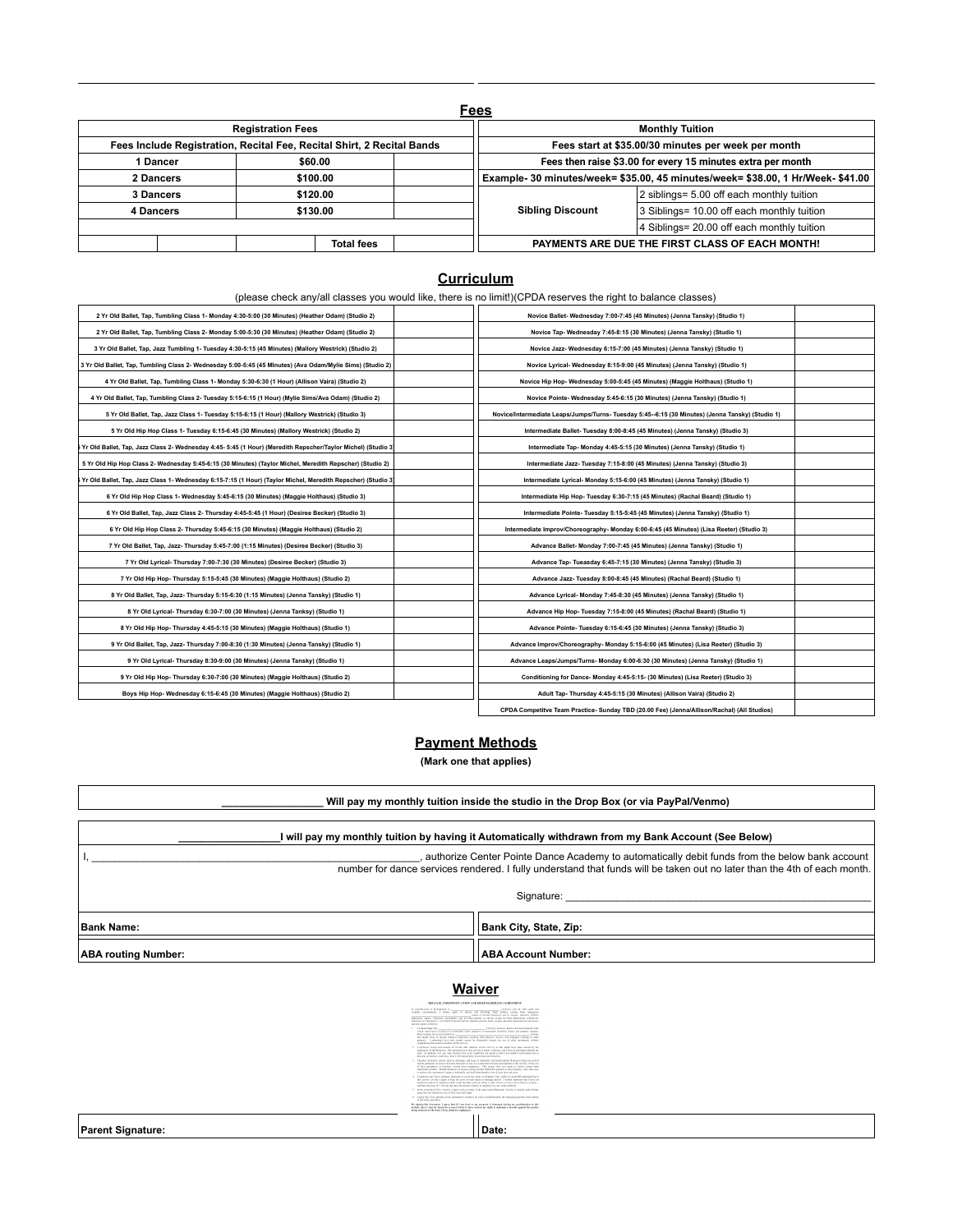## Fees

| Registration Fees | | |
|---|---|---|
| Fees Include Registration, Recital Fee, Recital Shirt, 2 Recital Bands | | |
| 1 Dancer | $60.00 | |
| 2 Dancers | $100.00 | |
| 3 Dancers | $120.00 | |
| 4 Dancers | $130.00 | |
| | | |
| | Total fees | |

| Monthly Tuition | |
|---|---|
| Fees start at $35.00/30 minutes per week per month | |
| Fees then raise $3.00 for every 15 minutes extra per month | |
| Example- 30 minutes/week= $35.00, 45 minutes/week= $38.00, 1 Hr/Week- $41.00 | |
| Sibling Discount | 2 siblings= 5.00 off each monthly tuition |
| | 3 Siblings= 10.00 off each monthly tuition |
| | 4 Siblings= 20.00 off each monthly tuition |
| PAYMENTS ARE DUE THE FIRST CLASS OF EACH MONTH! | |

## Curriculum

(please check any/all classes you would like, there is no limit!)(CPDA reserves the right to balance classes)

| | | | |
|---|---|---|---|
| 2 Yr Old Ballet, Tap, Tumbling Class 1- Monday 4:30-5:00 (30 Minutes) (Heather Odam) (Studio 2) | | Novice Ballet- Wednesday 7:00-7:45 (45 Minutes) (Jenna Tansky) (Studio 1) | |
| 2 Yr Old Ballet, Tap, Tumbling Class 2- Monday 5:00-5:30 (30 Minutes) (Heather Odam) (Studio 2) | | Novice Tap- Wednesday 7:45-8:15 (30 Minutes) (Jenna Tansky) (Studio 1) | |
| 3 Yr Old Ballet, Tap, Jazz Tumbling 1- Tuesday 4:30-5:15 (45 Minutes) (Mallory Westrick) (Studio 2) | | Novice Jazz- Wednesday 6:15-7:00 (45 Minutes) (Jenna Tansky) (Studio 1) | |
| 3 Yr Old Ballet, Tap, Tumbling Class 2- Wednesday 5:00-5:45 (45 MInutes) (Ava Odam/Mylie Sims) (Studio 2) | | Novice Lyrical- Wednesday 8:15-9:00 (45 Minutes) (Jenna Tansky) (Studio 1) | |
| 4 Yr Old Ballet, Tap, Tumbling Class 1- Monday 5:30-6:30 (1 Hour) (Allison Vaira) (Studio 2) | | Novice Hip Hop- Wednesday 5:00-5:45 (45 Minutes) (Maggie Holthaus) (Studio 1) | |
| 4 Yr Old Ballet, Tap, Tumbling Class 2- Tuesday 5:15-6:15 (1 Hour) (Mylie Sims/Ava Odam) (Studio 2) | | Novice Pointe- Wednesday 5:45-6:15 (30 Minutes) (Jenna Tansky) (Studio 1) | |
| 5 Yr Old Ballet, Tap, Jazz Class 1- Tuesday 5:15-6:15 (1 Hour) (Mallory Westrick) (Studio 3) | | Novice/Intermediate Leaps/Jumps/Turns- Tuesday 5:45--6:15 (30 Minutes) (Jenna Tansky) (Studio 1) | |
| 5 Yr Old Hip Hop Class 1- Tuesday 6:15-6:45 (30 Minutes) (Mallory Westrick) (Studio 2) | | Intermediate Ballet- Tuesday 8:00-8:45 (45 Minutes) (Jenna Tansky) (Studio 3) | |
| 5 Yr Old Ballet, Tap, Jazz Class 2- Wednesday 4:45- 5:45 (1 Hour) (Meredith Repscher/Taylor Michel) (Studio 3) | | Intermediate Tap- Monday 4:45-5:15 (30 Minutes) (Jenna Tansky) (Studio 1) | |
| 5 Yr Old Hip Hop Class 2- Wednesday 5:45-6:15 (30 Minutes) (Taylor Michel, Meredith Repscher) (Studio 2) | | Intermediate Jazz- Tuesday 7:15-8:00 (45 Minutes) (Jenna Tansky) (Studio 3) | |
| 6 Yr Old Ballet, Tap, Jazz Class 1- Wednesday 6:15-7:15 (1 Hour) (Taylor Michel, Meredith Repscher) (Studio 3) | | Intermediate Lyrical- Monday 5:15-6:00 (45 Minutes) (Jenna Tansky) (Studio 1) | |
| 6 Yr Old Hip Hop Class 1- Wednesday 5:45-6:15 (30 Minutes) (Maggie Holthaus) (Studio 3) | | Intermediate Hip Hop- Tuesday 6:30-7:15 (45 Minutes) (Rachal Beard) (Studio 1) | |
| 6 Yr Old Ballet, Tap, Jazz Class 2- Thursday 4:45-5:45 (1 Hour) (Desiree Becker) (Studio 3) | | Intermediate Pointe- Tuesday 5:15-5:45 (30 Minutes) (Jenna Tansky) (Studio 1) | |
| 6 Yr Old Hip Hop Class 2- Thursday 5:45-6:15 (30 Minutes) (Maggie Holthaus) (Studio 2) | | Intermediate Improv/Choreography- Monday 6:00-6:45 (45 Minutes) (Lisa Reeter) (Studio 3) | |
| 7 Yr Old Ballet, Tap, Jazz- Thursday 5:45-7:00 (1:15 Minutes) (Desiree Becker) (Studio 3) | | Advance Ballet- Monday 7:00-7:45 (45 Minutes) (Jenna Tansky) (Studio 1) | |
| 7 Yr Old Lyrical- Thursday 7:00-7:30 (30 Minutes) (Desiree Becker) (Studio 3) | | Advance Tap- Tueasday 6:45-7:15 (30 Minutes) (Jenna Tansky) (Studio 3) | |
| 7 Yr Old Hip Hop- Thursday 5:15-5:45 (30 Minutes) (Maggie Holthaus) (Studio 2) | | Advance Jazz- Tuesday 8:00-8:45 (45 Minutes) (Rachal Beard) (Studio 1) | |
| 8 Yr Old Ballet, Tap, Jazz- Thursday 5:15-6:30 (1:15 Minutes) (Jenna Tansky) (Studio 1) | | Advance Lyrical- Monday 7:45-8:30 (45 Minutes) (Jenna Tansky) (Studio 1) | |
| 8 Yr Old Lyrical- Thursday 6:30-7:00 (30 Minutes) (Jenna Tansky) (Studio 1) | | Advance Hip Hop- Tuesday 7:15-8:00 (45 Minutes) (Rachal Beard) (Studio 1) | |
| 8 Yr Old Hip Hop- Thursday 4:45-5:15 (30 Minutes) (Maggie Holthaus) (Studio 1) | | Advance Pointe- Tuesday 6:15-6:45 (30 Minutes) (Jenna Tansky) (Studio 3) | |
| 9 Yr Old Ballet, Tap, Jazz- Thursday 7:00-8:30 (1:30 Minutes) (Jenna Tansky) (Studio 1) | | Advance Improv/Choreography- Monday 5:15-6:00 (45 Minutes) (Lisa Reeter) (Studio 3) | |
| 9 Yr Old Lyrical- Thursday 8:30-9:00 (30 Minutes) (Jenna Tansky) (Studio 1) | | Advance Leaps/Jumps/Turns- Monday 6:00-6:30 (30 Minutes) (Jenna Tansky) (Studio 1) | |
| 9 Yr Old Hip Hop- Thursday 6:30-7:00 (30 Minutes) (Maggie Holthaus) (Studio 2) | | Conditioning for Dance- Monday 4:45-5:15- (30 Minutes) (Lisa Reeter) (Studio 3) | |
| Boys Hip Hop- Wednesday 6:15-6:45 (30 Minutes) (Maggie Holthaus) (Studio 2) | | Adult Tap- Thursday 4:45-5:15 (30 Minutes) (Allison Vaira) (Studio 2) | |
| | | CPDA Competitve Team Practice- Sunday TBD (20.00 Fee) (Jenna/Allison/Rachal) (All Studios) | |

## Payment Methods

**(Mark one that applies)**

__________________ Will pay my monthly tuition inside the studio in the Drop Box (or via PayPal/Venmo)

__________________I will pay my monthly tuition by having it Automatically withdrawn from my Bank Account (See Below)

I, ____________________________________________________________, authorize Center Pointe Dance Academy to automatically debit funds from the below bank account number for dance services rendered. I fully understand that funds will be taken out no later than the 4th of each month.

Signature: ______________________________________________________

| | |
|---|---|
| Bank Name: | Bank City, State, Zip: |
| ABA routing Number: | ABA Account Number: |

## Waiver

RELEASE, INDEMNIFICATION AND HOLD HARMLESS AGREEMENT

| | |
|---|---|
| Parent Signature: | Date: |